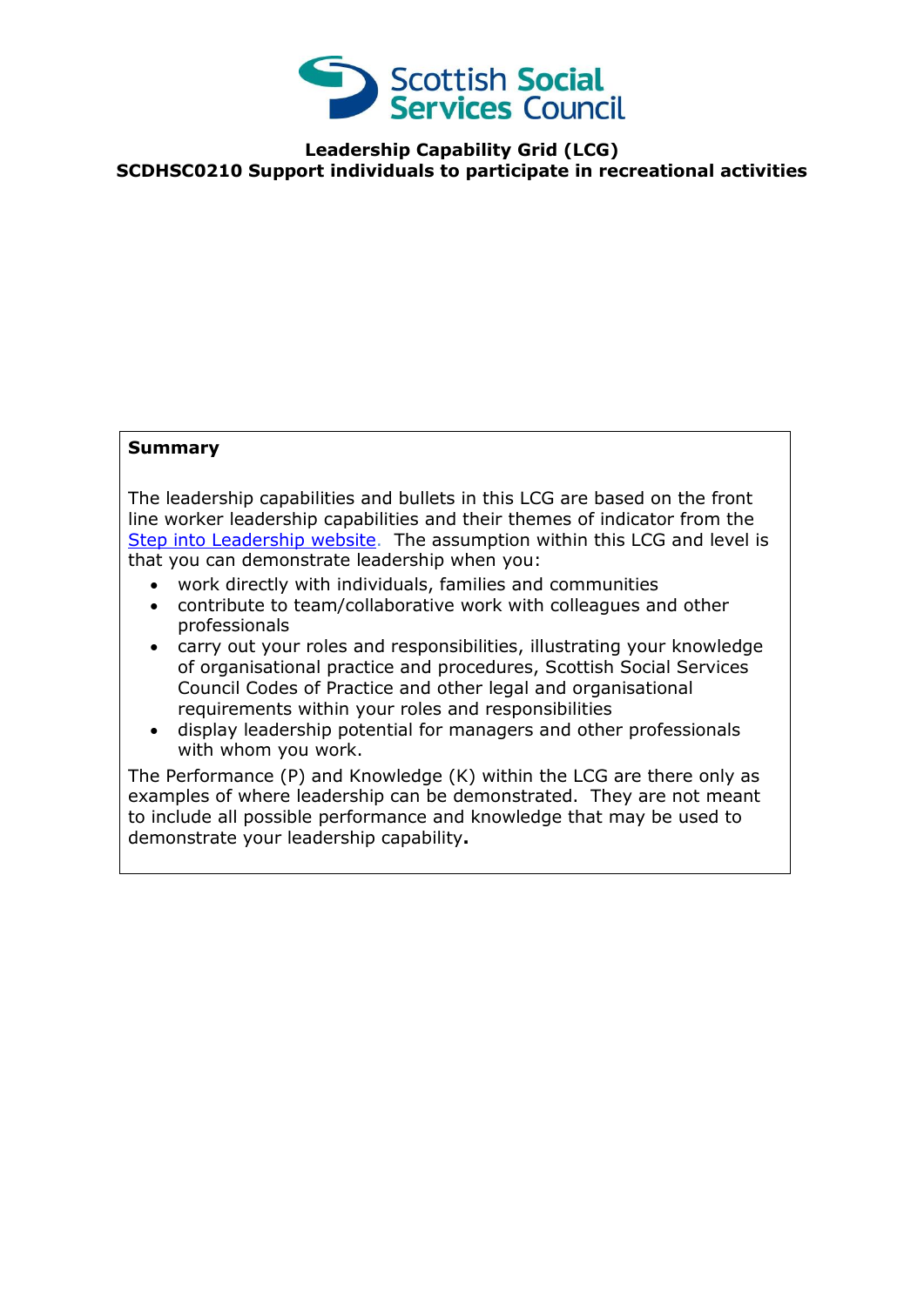Scottish Social Services Council

**Leadership Capability Grid (LCG)**
**SCDHSC0210 Support individuals to participate in recreational activities**

**Summary**

The leadership capabilities and bullets in this LCG are based on the front line worker leadership capabilities and their themes of indicator from the [Step into Leadership website](). The assumption within this LCG and level is that you can demonstrate leadership when you:

- work directly with individuals, families and communities
- contribute to team/collaborative work with colleagues and other professionals
- carry out your roles and responsibilities, illustrating your knowledge of organisational practice and procedures, Scottish Social Services Council Codes of Practice and other legal and organisational requirements within your roles and responsibilities
- display leadership potential for managers and other professionals with whom you work.

The Performance (P) and Knowledge (K) within the LCG are there only as examples of where leadership can be demonstrated. They are not meant to include all possible performance and knowledge that may be used to demonstrate your leadership capability**.**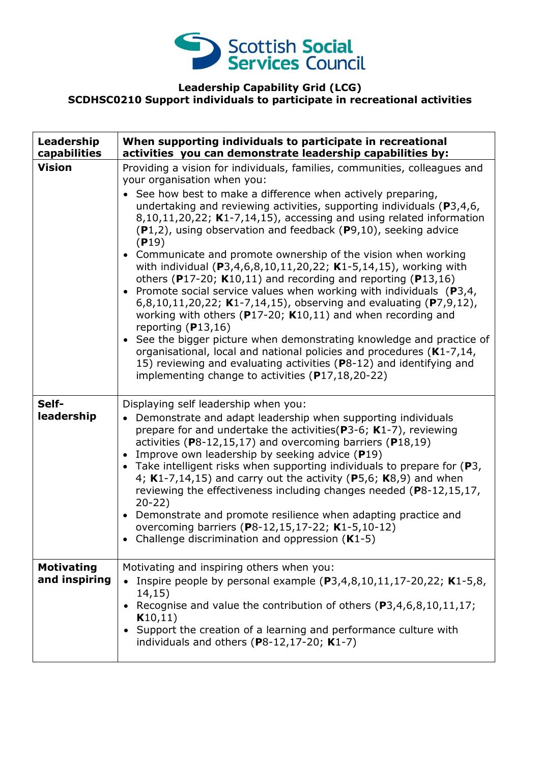Scottish Social Services Council

**Leadership Capability Grid (LCG)**
**SCDHSC0210 Support individuals to participate in recreational activities**

| **Leadership capabilities** | **When supporting individuals to participate in recreational activities you can demonstrate leadership capabilities by:** |
|---|---|
| **Vision** | Providing a vision for individuals, families, communities, colleagues and your organisation when you:<br>• See how best to make a difference when actively preparing, undertaking and reviewing activities, supporting individuals (**P**3,4,6, 8,10,11,20,22; **K**1-7,14,15), accessing and using related information (**P**1,2), using observation and feedback (**P**9,10), seeking advice (**P**19)<br>• Communicate and promote ownership of the vision when working with individual (**P**3,4,6,8,10,11,20,22; **K**1-5,14,15), working with others (**P**17-20; **K**10,11) and recording and reporting (**P**13,16)<br>• Promote social service values when working with individuals (**P**3,4, 6,8,10,11,20,22; **K**1-7,14,15), observing and evaluating (**P**7,9,12), working with others (**P**17-20; **K**10,11) and when recording and reporting (**P**13,16)<br>• See the bigger picture when demonstrating knowledge and practice of organisational, local and national policies and procedures (**K**1-7,14, 15) reviewing and evaluating activities (**P**8-12) and identifying and implementing change to activities (**P**17,18,20-22) |
| **Self-leadership** | Displaying self leadership when you:<br>• Demonstrate and adapt leadership when supporting individuals prepare for and undertake the activities(**P**3-6; **K**1-7), reviewing activities (**P**8-12,15,17) and overcoming barriers (**P**18,19)<br>• Improve own leadership by seeking advice (**P**19)<br>• Take intelligent risks when supporting individuals to prepare for (**P**3, 4; **K**1-7,14,15) and carry out the activity (**P**5,6; **K**8,9) and when reviewing the effectiveness including changes needed (**P**8-12,15,17, 20-22)<br>• Demonstrate and promote resilience when adapting practice and overcoming barriers (**P**8-12,15,17-22; **K**1-5,10-12)<br>• Challenge discrimination and oppression (**K**1-5) |
| **Motivating and inspiring** | Motivating and inspiring others when you:<br>• Inspire people by personal example (**P**3,4,8,10,11,17-20,22; **K**1-5,8, 14,15)<br>• Recognise and value the contribution of others (**P**3,4,6,8,10,11,17; **K**10,11)<br>• Support the creation of a learning and performance culture with individuals and others (**P**8-12,17-20; **K**1-7) |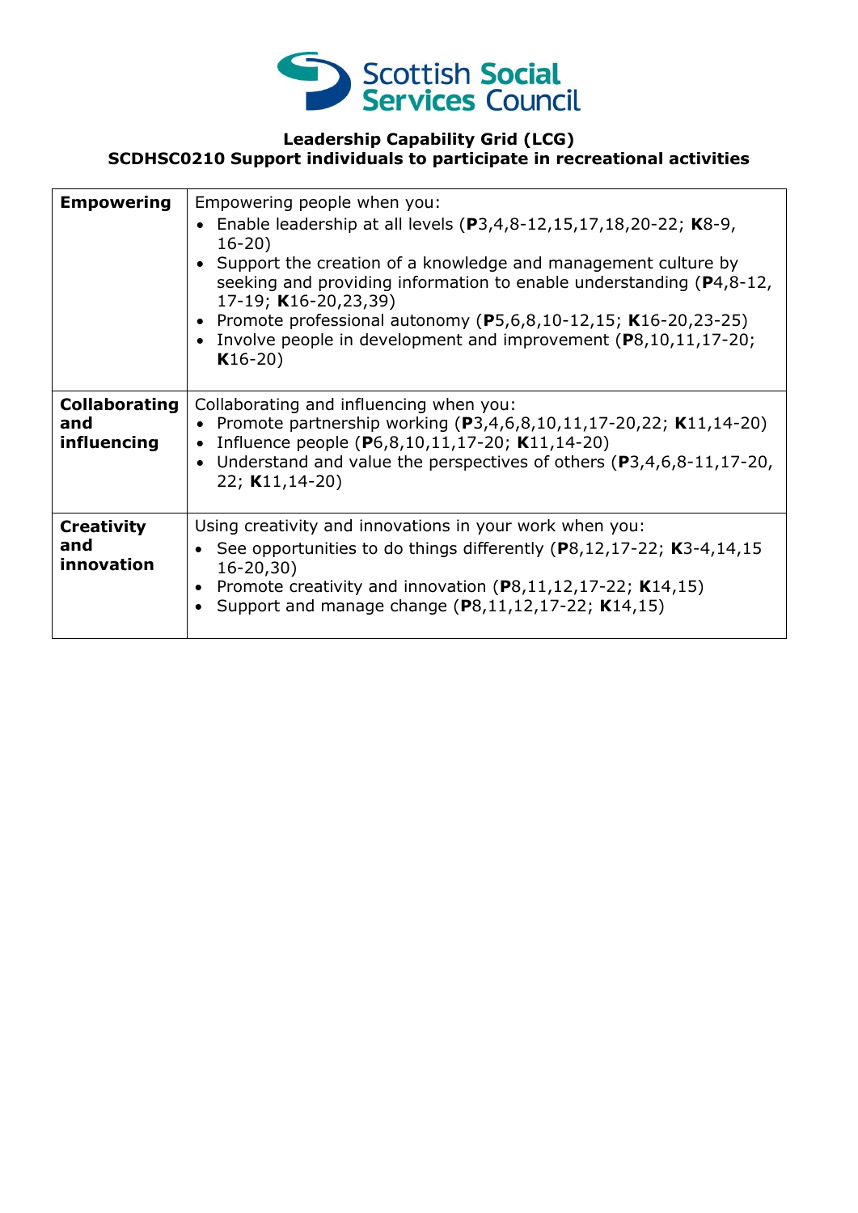**Leadership Capability Grid (LCG)**
**SCDHSC0210 Support individuals to participate in recreational activities**

| | |
|---|---|
| **Empowering** | Empowering people when you:<br>• Enable leadership at all levels (**P**3,4,8-12,15,17,18,20-22; **K**8-9, 16-20)<br>• Support the creation of a knowledge and management culture by seeking and providing information to enable understanding (**P**4,8-12, 17-19; **K**16-20,23,39)<br>• Promote professional autonomy (**P**5,6,8,10-12,15; **K**16-20,23-25)<br>• Involve people in development and improvement (**P**8,10,11,17-20; **K**16-20) |
| **Collaborating and influencing** | Collaborating and influencing when you:<br>• Promote partnership working (**P**3,4,6,8,10,11,17-20,22; **K**11,14-20)<br>• Influence people (**P**6,8,10,11,17-20; **K**11,14-20)<br>• Understand and value the perspectives of others (**P**3,4,6,8-11,17-20, 22; **K**11,14-20) |
| **Creativity and innovation** | Using creativity and innovations in your work when you:<br>• See opportunities to do things differently (**P**8,12,17-22; **K**3-4,14,15 16-20,30)<br>• Promote creativity and innovation (**P**8,11,12,17-22; **K**14,15)<br>• Support and manage change (**P**8,11,12,17-22; **K**14,15) |